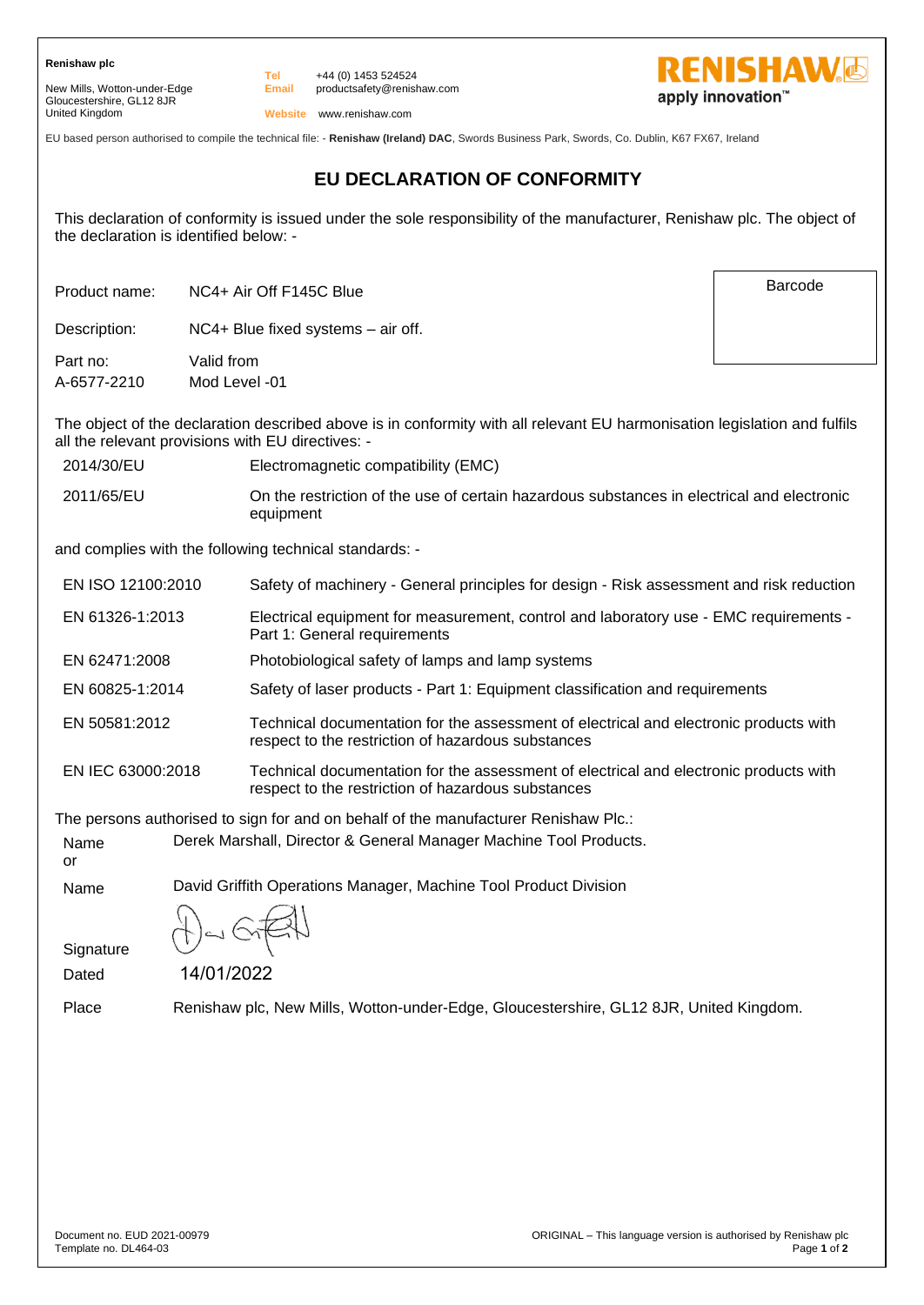**Renishaw plc**

New Mills, Wotton-under-Edge
Gloucestershire, GL12 8JR
United Kingdom

**Tel** +44 (0) 1453 524524
**Email** productsafety@renishaw.com
**Website** www.renishaw.com

RENISHAW apply innovation™

EU based person authorised to compile the technical file: - **Renishaw (Ireland) DAC**, Swords Business Park, Swords, Co. Dublin, K67 FX67, Ireland

# EU DECLARATION OF CONFORMITY

This declaration of conformity is issued under the sole responsibility of the manufacturer, Renishaw plc. The object of the declaration is identified below: -

Product name: NC4+ Air Off F145C Blue

Description: NC4+ Blue fixed systems – air off.

Part no: A-6577-2210

Valid from Mod Level -01

Barcode

The object of the declaration described above is in conformity with all relevant EU harmonisation legislation and fulfils all the relevant provisions with EU directives: -

| | |
|---|---|
| 2014/30/EU | Electromagnetic compatibility (EMC) |
| 2011/65/EU | On the restriction of the use of certain hazardous substances in electrical and electronic equipment |

and complies with the following technical standards: -

| | |
|---|---|
| EN ISO 12100:2010 | Safety of machinery - General principles for design - Risk assessment and risk reduction |
| EN 61326-1:2013 | Electrical equipment for measurement, control and laboratory use - EMC requirements - Part 1: General requirements |
| EN 62471:2008 | Photobiological safety of lamps and lamp systems |
| EN 60825-1:2014 | Safety of laser products - Part 1: Equipment classification and requirements |
| EN 50581:2012 | Technical documentation for the assessment of electrical and electronic products with respect to the restriction of hazardous substances |
| EN IEC 63000:2018 | Technical documentation for the assessment of electrical and electronic products with respect to the restriction of hazardous substances |

The persons authorised to sign for and on behalf of the manufacturer Renishaw Plc.:

Name Derek Marshall, Director & General Manager Machine Tool Products.
or

Name David Griffith Operations Manager, Machine Tool Product Division

Signature

Dated 14/01/2022

Place Renishaw plc, New Mills, Wotton-under-Edge, Gloucestershire, GL12 8JR, United Kingdom.

Document no. EUD 2021-00979
Template no. DL464-03

ORIGINAL – This language version is authorised by Renishaw plc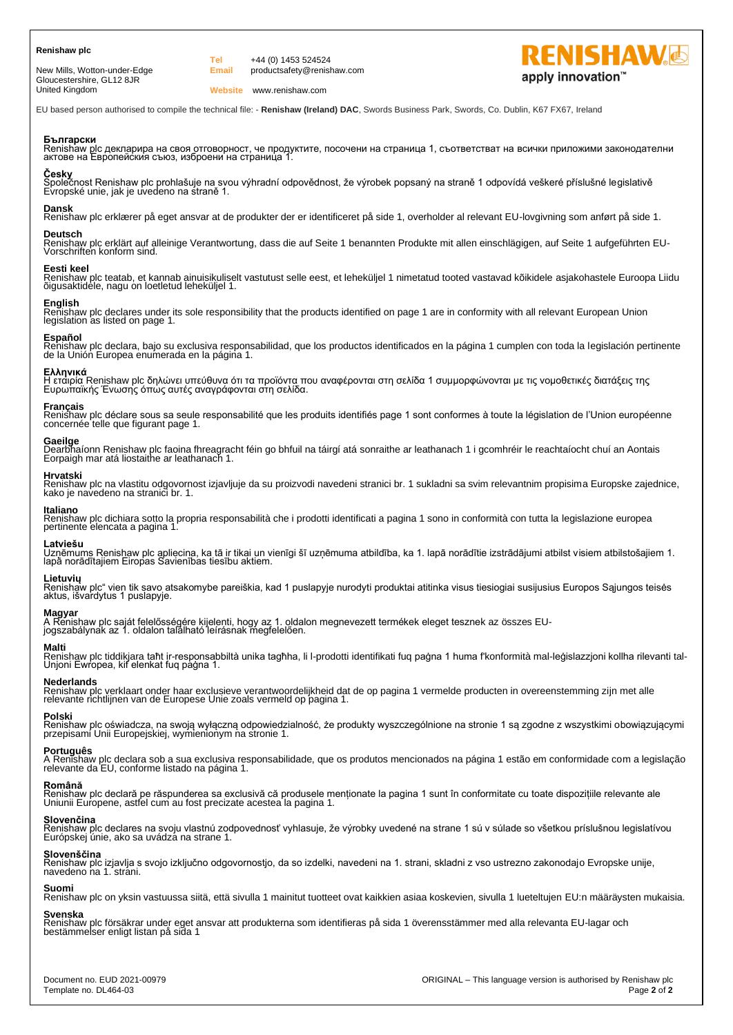**Renishaw plc**

New Mills, Wotton-under-Edge
Gloucestershire, GL12 8JR
United Kingdom

**Tel** +44 (0) 1453 524524
**Email** productsafety@renishaw.com
**Website** www.renishaw.com

**RENISHAW** apply innovation™

EU based person authorised to compile the technical file: - **Renishaw (Ireland) DAC**, Swords Business Park, Swords, Co. Dublin, K67 FX67, Ireland

**Български**
Renishaw plc декларира на своя отговорност, че продуктите, посочени на страница 1, съответстват на всички приложими законодателни актове на Европейския съюз, изброени на страница 1.

**Česky**
Společnost Renishaw plc prohlašuje na svou výhradní odpovědnost, že výrobek popsaný na straně 1 odpovídá veškeré příslušné legislativě Evropské unie, jak je uvedeno na straně 1.

**Dansk**
Renishaw plc erklærer på eget ansvar at de produkter der er identificeret på side 1, overholder al relevant EU-lovgivning som anført på side 1.

**Deutsch**
Renishaw plc erklärt auf alleinige Verantwortung, dass die auf Seite 1 benannten Produkte mit allen einschlägigen, auf Seite 1 aufgeführten EU-Vorschriften konform sind.

**Eesti keel**
Renishaw plc teatab, et kannab ainuisikuliselt vastutust selle eest, et leheküljel 1 nimetatud tooted vastavad kõikidele asjakohastele Euroopa Liidu õigusaktidele, nagu on loetletud leheküljel 1.

**English**
Renishaw plc declares under its sole responsibility that the products identified on page 1 are in conformity with all relevant European Union legislation as listed on page 1.

**Español**
Renishaw plc declara, bajo su exclusiva responsabilidad, que los productos identificados en la página 1 cumplen con toda la legislación pertinente de la Unión Europea enumerada en la página 1.

**Ελληνικά**
Η εταιρία Renishaw plc δηλώνει υπεύθυνα ότι τα προϊόντα που αναφέρονται στη σελίδα 1 συμμορφώνονται με τις νομοθετικές διατάξεις της Ευρωπαϊκής Ένωσης όπως αυτές αναγράφονται στη σελίδα.

**Français**
Renishaw plc déclare sous sa seule responsabilité que les produits identifiés page 1 sont conformes à toute la législation de l'Union européenne concernée telle que figurant page 1.

**Gaeilge**
Dearbhaíonn Renishaw plc faoina fhreagracht féin go bhfuil na táirgí atá sonraithe ar leathanach 1 i gcomhréir le reachtaíocht chuí an Aontais Eorpaigh mar atá liostaithe ar leathanach 1.

**Hrvatski**
Renishaw plc na vlastitu odgovornost izjavljuje da su proizvodi navedeni stranici br. 1 sukladni sa svim relevantnim propisima Europske zajednice, kako je navedeno na stranici br. 1.

**Italiano**
Renishaw plc dichiara sotto la propria responsabilità che i prodotti identificati a pagina 1 sono in conformità con tutta la legislazione europea pertinente elencata a pagina 1.

**Latviešu**
Uzņēmums Renishaw plc apliecina, ka tā ir tikai un vienīgi šī uzņēmuma atbildība, ka 1. lapā norādītie izstrādājumi atbilst visiem atbilstošajiem 1. lapā norādītajiem Eiropas Savienības tiesību aktiem.

**Lietuvių**
Renishaw plc" vien tik savo atsakomybe pareiškia, kad 1 puslapyje nurodyti produktai atitinka visus tiesiogiai susijusius Europos Sąjungos teisės aktus, išvardytus 1 puslapyje.

**Magyar**
A Renishaw plc saját felelősségére kijelenti, hogy az 1. oldalon megnevezett termékek eleget tesznek az összes EU-jogszabálynak az 1. oldalon található leírásnak megfelelően.

**Malti**
Renishaw plc tiddikjara taħt ir-responsabbiltà unika tagħha, li l-prodotti identifikati fuq paġna 1 huma f'konformità mal-leġislazzjoni kollha rilevanti tal-Unjoni Ewropea, kif elenkat fuq paġna 1.

**Nederlands**
Renishaw plc verklaart onder haar exclusieve verantwoordelijkheid dat de op pagina 1 vermelde producten in overeenstemming zijn met alle relevante richtlijnen van de Europese Unie zoals vermeld op pagina 1.

**Polski**
Renishaw plc oświadcza, na swoją wyłączną odpowiedzialność, że produkty wyszczególnione na stronie 1 są zgodne z wszystkimi obowiązującymi przepisami Unii Europejskiej, wymienionym na stronie 1.

**Português**
A Renishaw plc declara sob a sua exclusiva responsabilidade, que os produtos mencionados na página 1 estão em conformidade com a legislação relevante da EU, conforme listado na página 1.

**Română**
Renishaw plc declară pe răspunderea sa exclusivă că produsele menționate la pagina 1 sunt în conformitate cu toate dispozițiile relevante ale Uniunii Europene, astfel cum au fost precizate acestea la pagina 1.

**Slovenčina**
Renishaw plc declares na svoju vlastnú zodpovednosť vyhlasuje, že výrobky uvedené na strane 1 sú v súlade so všetkou príslušnou legislatívou Európskej únie, ako sa uvádza na strane 1.

**Slovenščina**
Renishaw plc izjavlja s svojo izključno odgovornostjo, da so izdelki, navedeni na 1. strani, skladni z vso ustrezno zakonodajo Evropske unije, navedeno na 1. strani.

**Suomi**
Renishaw plc on yksin vastuussa siitä, että sivulla 1 mainitut tuotteet ovat kaikkien asiaa koskevien, sivulla 1 lueteltujen EU:n määräysten mukaisia.

**Svenska**
Renishaw plc försäkrar under eget ansvar att produkterna som identifieras på sida 1 överensstämmer med alla relevanta EU-lagar och bestämmelser enligt listan på sida 1

Document no. EUD 2021-00979
Template no. DL464-03

ORIGINAL – This language version is authorised by Renishaw plc